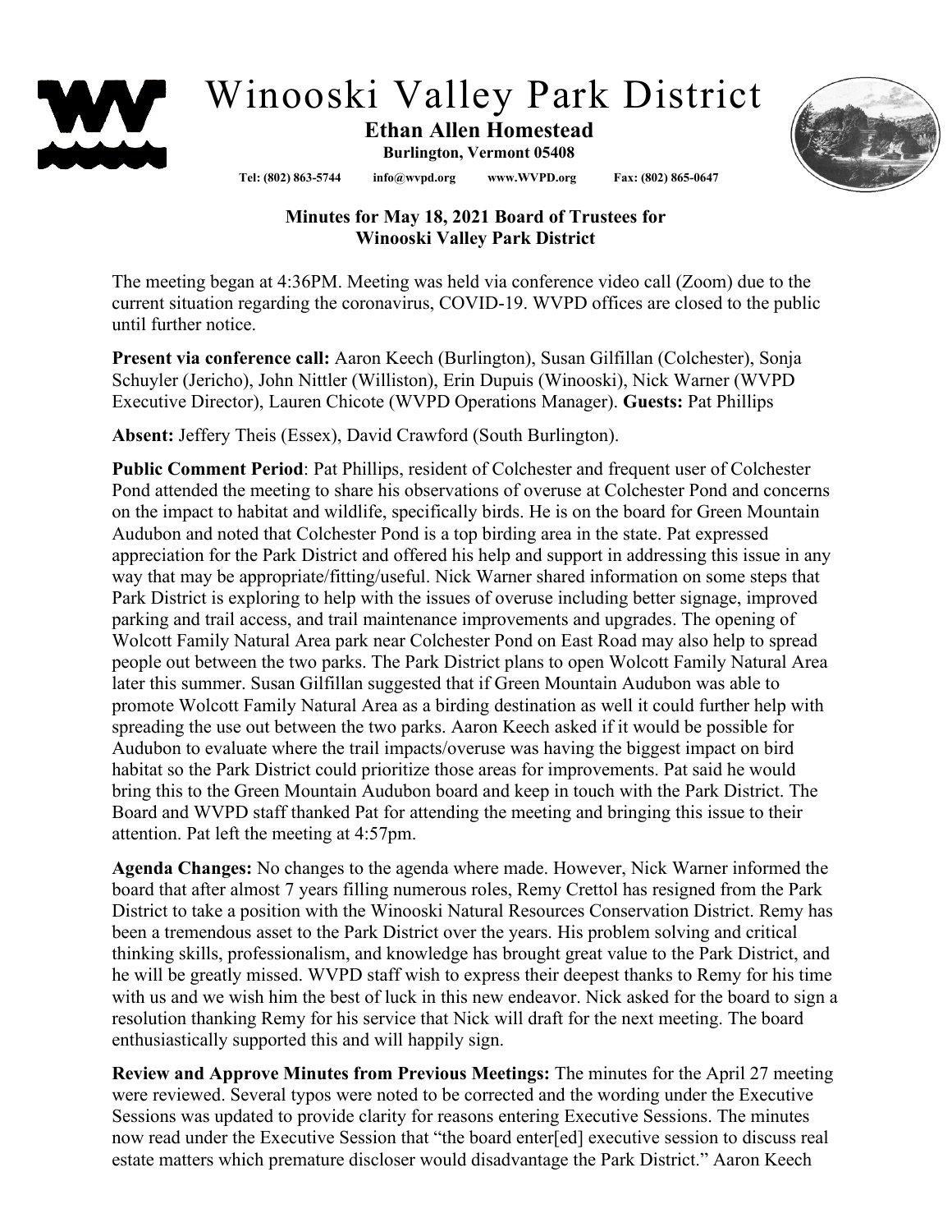# Winooski Valley Park District

**Ethan Allen Homestead**

**Burlington, Vermont 05408**

**Tel: (802) 863-5744 info@wvpd.org www.WVPD.org Fax: (802) 865-0647**

**Minutes for May 18, 2021 Board of Trustees for Winooski Valley Park District**

The meeting began at 4:36PM. Meeting was held via conference video call (Zoom) due to the current situation regarding the coronavirus, COVID-19. WVPD offices are closed to the public until further notice.

**Present via conference call:** Aaron Keech (Burlington), Susan Gilfillan (Colchester), Sonja Schuyler (Jericho), John Nittler (Williston), Erin Dupuis (Winooski), Nick Warner (WVPD Executive Director), Lauren Chicote (WVPD Operations Manager). **Guests:** Pat Phillips

**Absent:** Jeffery Theis (Essex), David Crawford (South Burlington).

**Public Comment Period**: Pat Phillips, resident of Colchester and frequent user of Colchester Pond attended the meeting to share his observations of overuse at Colchester Pond and concerns on the impact to habitat and wildlife, specifically birds. He is on the board for Green Mountain Audubon and noted that Colchester Pond is a top birding area in the state. Pat expressed appreciation for the Park District and offered his help and support in addressing this issue in any way that may be appropriate/fitting/useful. Nick Warner shared information on some steps that Park District is exploring to help with the issues of overuse including better signage, improved parking and trail access, and trail maintenance improvements and upgrades. The opening of Wolcott Family Natural Area park near Colchester Pond on East Road may also help to spread people out between the two parks. The Park District plans to open Wolcott Family Natural Area later this summer. Susan Gilfillan suggested that if Green Mountain Audubon was able to promote Wolcott Family Natural Area as a birding destination as well it could further help with spreading the use out between the two parks. Aaron Keech asked if it would be possible for Audubon to evaluate where the trail impacts/overuse was having the biggest impact on bird habitat so the Park District could prioritize those areas for improvements. Pat said he would bring this to the Green Mountain Audubon board and keep in touch with the Park District. The Board and WVPD staff thanked Pat for attending the meeting and bringing this issue to their attention. Pat left the meeting at 4:57pm.

**Agenda Changes:** No changes to the agenda where made. However, Nick Warner informed the board that after almost 7 years filling numerous roles, Remy Crettol has resigned from the Park District to take a position with the Winooski Natural Resources Conservation District. Remy has been a tremendous asset to the Park District over the years. His problem solving and critical thinking skills, professionalism, and knowledge has brought great value to the Park District, and he will be greatly missed. WVPD staff wish to express their deepest thanks to Remy for his time with us and we wish him the best of luck in this new endeavor. Nick asked for the board to sign a resolution thanking Remy for his service that Nick will draft for the next meeting. The board enthusiastically supported this and will happily sign.

**Review and Approve Minutes from Previous Meetings:** The minutes for the April 27 meeting were reviewed. Several typos were noted to be corrected and the wording under the Executive Sessions was updated to provide clarity for reasons entering Executive Sessions. The minutes now read under the Executive Session that "the board enter[ed] executive session to discuss real estate matters which premature discloser would disadvantage the Park District." Aaron Keech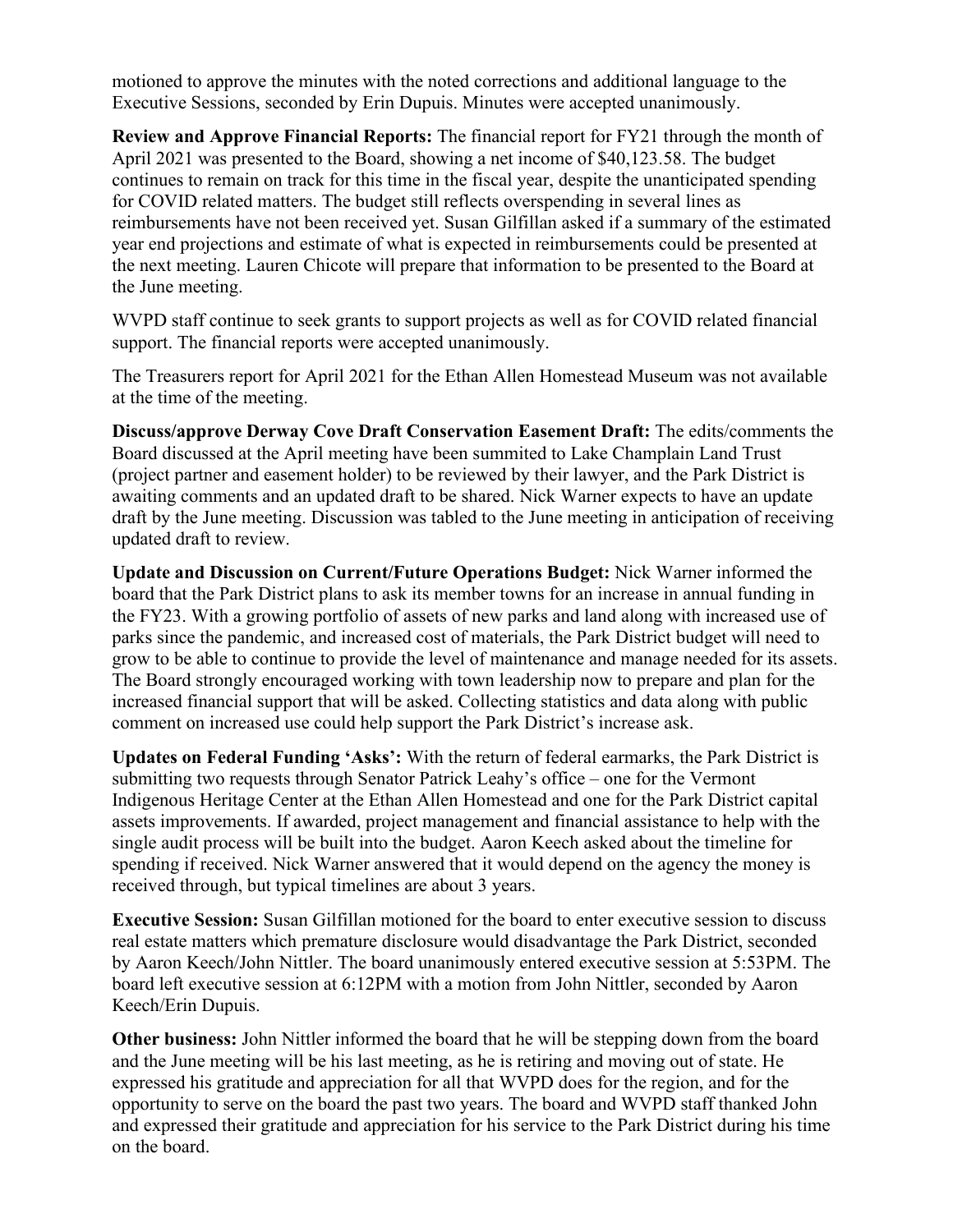motioned to approve the minutes with the noted corrections and additional language to the Executive Sessions, seconded by Erin Dupuis. Minutes were accepted unanimously.

**Review and Approve Financial Reports:** The financial report for FY21 through the month of April 2021 was presented to the Board, showing a net income of $40,123.58. The budget continues to remain on track for this time in the fiscal year, despite the unanticipated spending for COVID related matters. The budget still reflects overspending in several lines as reimbursements have not been received yet. Susan Gilfillan asked if a summary of the estimated year end projections and estimate of what is expected in reimbursements could be presented at the next meeting. Lauren Chicote will prepare that information to be presented to the Board at the June meeting.

WVPD staff continue to seek grants to support projects as well as for COVID related financial support. The financial reports were accepted unanimously.

The Treasurers report for April 2021 for the Ethan Allen Homestead Museum was not available at the time of the meeting.

**Discuss/approve Derway Cove Draft Conservation Easement Draft:** The edits/comments the Board discussed at the April meeting have been summited to Lake Champlain Land Trust (project partner and easement holder) to be reviewed by their lawyer, and the Park District is awaiting comments and an updated draft to be shared. Nick Warner expects to have an update draft by the June meeting. Discussion was tabled to the June meeting in anticipation of receiving updated draft to review.

**Update and Discussion on Current/Future Operations Budget:** Nick Warner informed the board that the Park District plans to ask its member towns for an increase in annual funding in the FY23. With a growing portfolio of assets of new parks and land along with increased use of parks since the pandemic, and increased cost of materials, the Park District budget will need to grow to be able to continue to provide the level of maintenance and manage needed for its assets. The Board strongly encouraged working with town leadership now to prepare and plan for the increased financial support that will be asked. Collecting statistics and data along with public comment on increased use could help support the Park District's increase ask.

**Updates on Federal Funding 'Asks':** With the return of federal earmarks, the Park District is submitting two requests through Senator Patrick Leahy's office – one for the Vermont Indigenous Heritage Center at the Ethan Allen Homestead and one for the Park District capital assets improvements. If awarded, project management and financial assistance to help with the single audit process will be built into the budget. Aaron Keech asked about the timeline for spending if received. Nick Warner answered that it would depend on the agency the money is received through, but typical timelines are about 3 years.

**Executive Session:** Susan Gilfillan motioned for the board to enter executive session to discuss real estate matters which premature disclosure would disadvantage the Park District, seconded by Aaron Keech/John Nittler. The board unanimously entered executive session at 5:53PM. The board left executive session at 6:12PM with a motion from John Nittler, seconded by Aaron Keech/Erin Dupuis.

**Other business:** John Nittler informed the board that he will be stepping down from the board and the June meeting will be his last meeting, as he is retiring and moving out of state. He expressed his gratitude and appreciation for all that WVPD does for the region, and for the opportunity to serve on the board the past two years. The board and WVPD staff thanked John and expressed their gratitude and appreciation for his service to the Park District during his time on the board.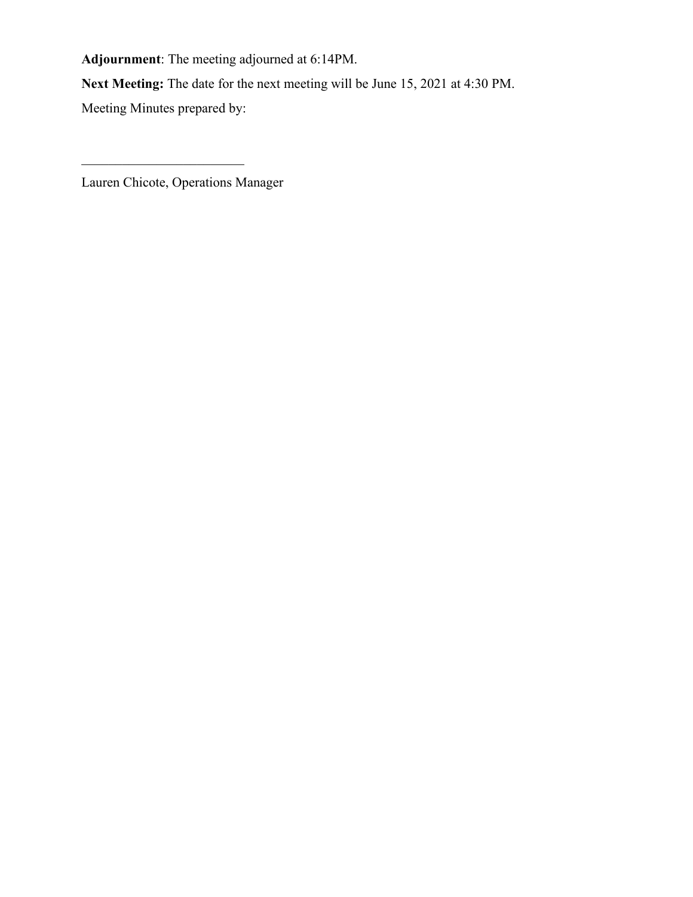**Adjournment**: The meeting adjourned at 6:14PM.

**Next Meeting:** The date for the next meeting will be June 15, 2021 at 4:30 PM.

Meeting Minutes prepared by:

\_\_\_\_\_\_\_\_\_\_\_\_\_\_\_\_\_\_\_\_\_\_\_\_\_

Lauren Chicote, Operations Manager